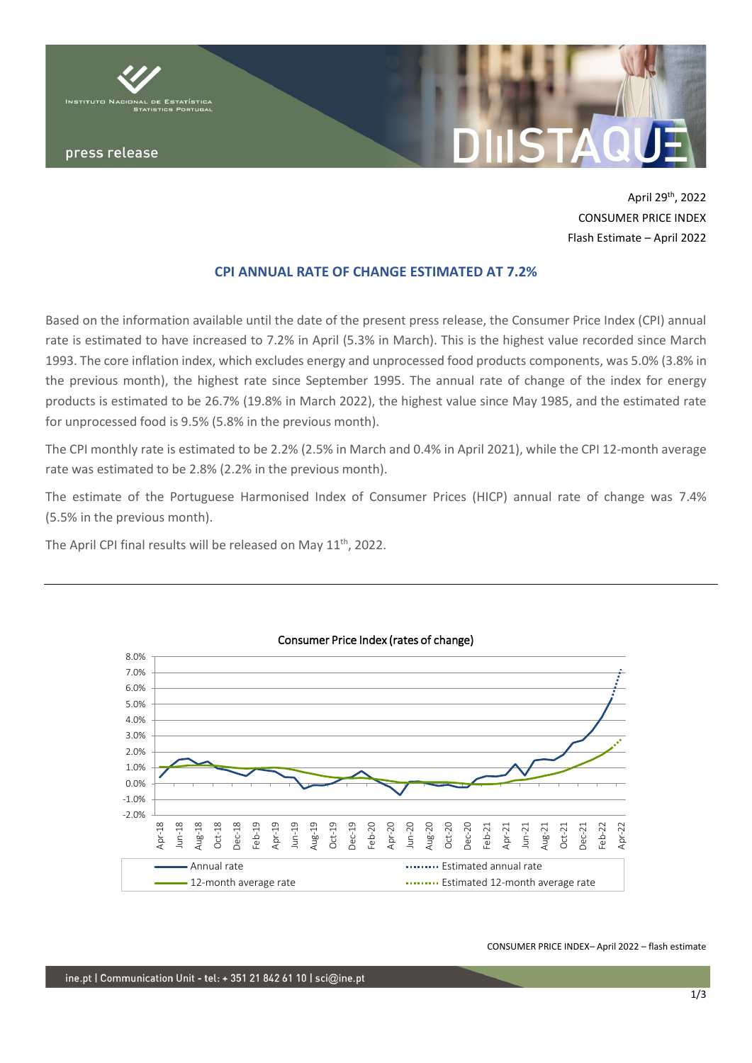April 29th, 2022
CONSUMER PRICE INDEX
Flash Estimate – April 2022

## CPI ANNUAL RATE OF CHANGE ESTIMATED AT 7.2%

Based on the information available until the date of the present press release, the Consumer Price Index (CPI) annual rate is estimated to have increased to 7.2% in April (5.3% in March). This is the highest value recorded since March 1993. The core inflation index, which excludes energy and unprocessed food products components, was 5.0% (3.8% in the previous month), the highest rate since September 1995. The annual rate of change of the index for energy products is estimated to be 26.7% (19.8% in March 2022), the highest value since May 1985, and the estimated rate for unprocessed food is 9.5% (5.8% in the previous month).

The CPI monthly rate is estimated to be 2.2% (2.5% in March and 0.4% in April 2021), while the CPI 12-month average rate was estimated to be 2.8% (2.2% in the previous month).

The estimate of the Portuguese Harmonised Index of Consumer Prices (HICP) annual rate of change was 7.4% (5.5% in the previous month).

The April CPI final results will be released on May 11th, 2022.

Consumer Price Index (rates of change)

Legend: Annual rate; Estimated annual rate; 12-month average rate; Estimated 12-month average rate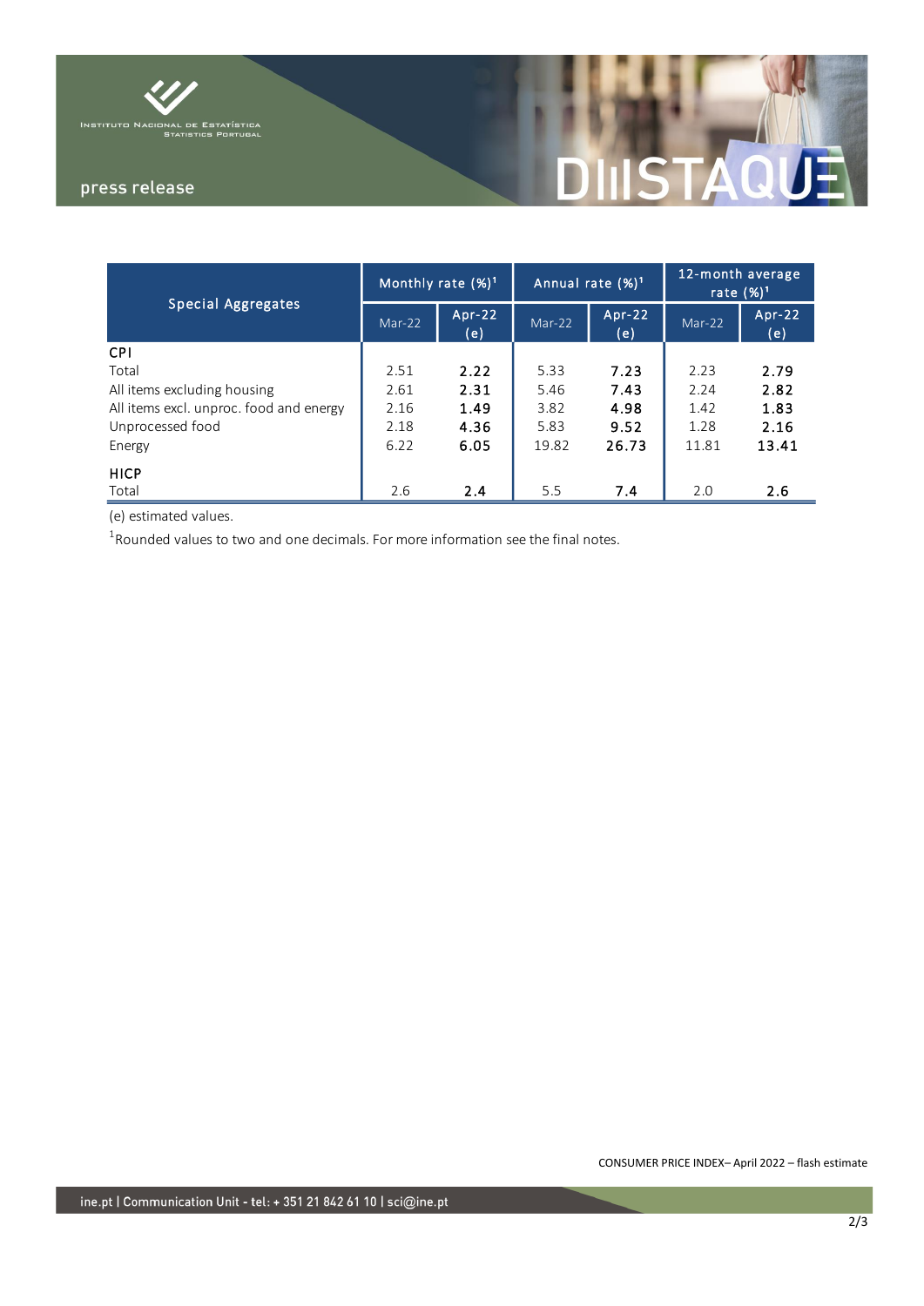| Special Aggregates | Monthly rate (%)[1] | | Annual rate (%)[1] | | 12-month average rate (%)[1] | |
|---|---|---|---|---|---|---|
| | Mar-22 | Apr-22 (e) | Mar-22 | Apr-22 (e) | Mar-22 | Apr-22 (e) |
| **CPI** | | | | | | |
| Total | 2.51 | **2.22** | 5.33 | **7.23** | 2.23 | **2.79** |
| All items excluding housing | 2.61 | **2.31** | 5.46 | **7.43** | 2.24 | **2.82** |
| All items excl. unproc. food and energy | 2.16 | **1.49** | 3.82 | **4.98** | 1.42 | **1.83** |
| Unprocessed food | 2.18 | **4.36** | 5.83 | **9.52** | 1.28 | **2.16** |
| Energy | 6.22 | **6.05** | 19.82 | **26.73** | 11.81 | **13.41** |
| **HICP** | | | | | | |
| Total | 2.6 | **2.4** | 5.5 | **7.4** | 2.0 | **2.6** |

(e) estimated values.

[1]Rounded values to two and one decimals. For more information see the final notes.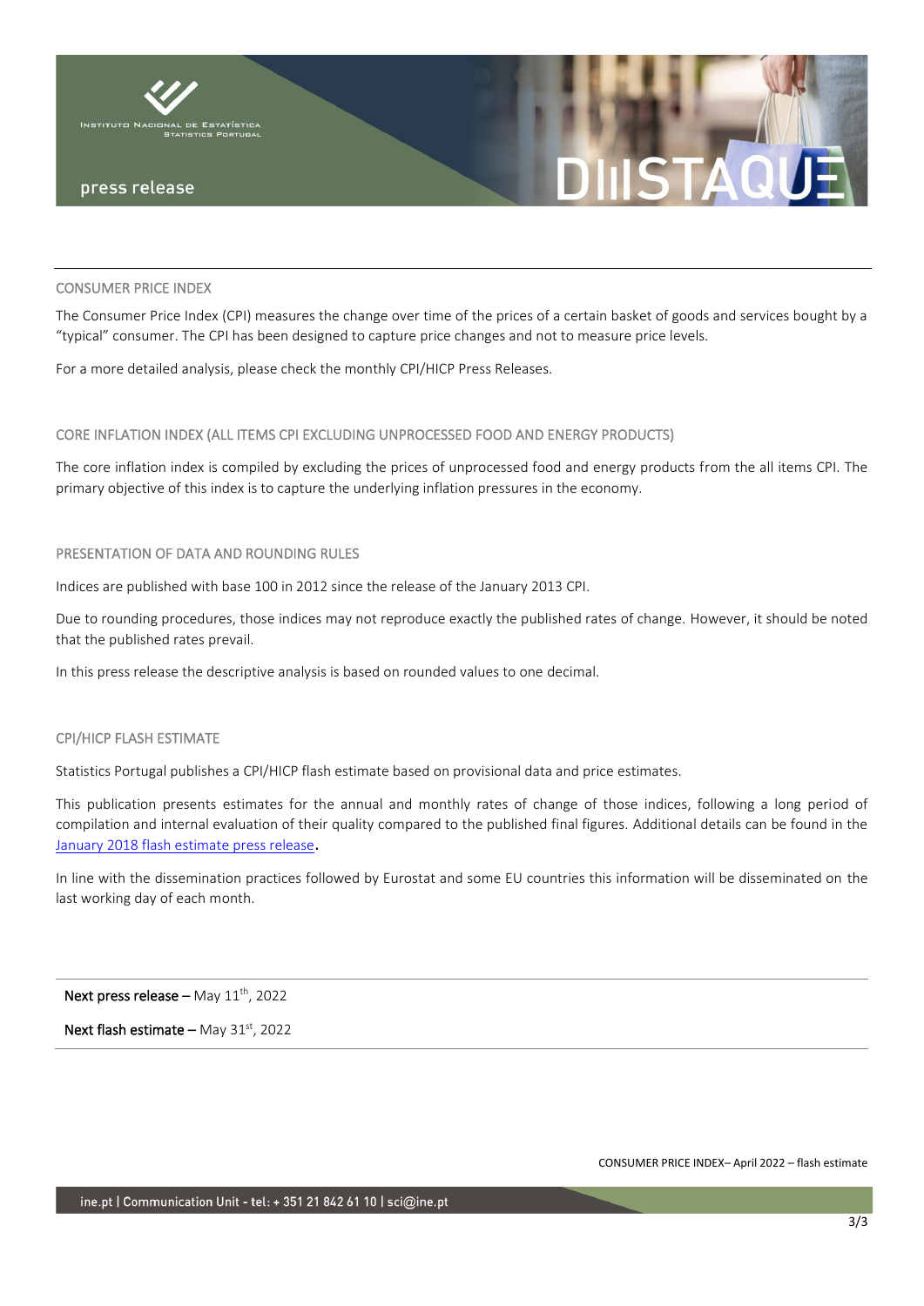## CONSUMER PRICE INDEX

The Consumer Price Index (CPI) measures the change over time of the prices of a certain basket of goods and services bought by a "typical" consumer. The CPI has been designed to capture price changes and not to measure price levels.

For a more detailed analysis, please check the monthly CPI/HICP Press Releases.

## CORE INFLATION INDEX (ALL ITEMS CPI EXCLUDING UNPROCESSED FOOD AND ENERGY PRODUCTS)

The core inflation index is compiled by excluding the prices of unprocessed food and energy products from the all items CPI. The primary objective of this index is to capture the underlying inflation pressures in the economy.

## PRESENTATION OF DATA AND ROUNDING RULES

Indices are published with base 100 in 2012 since the release of the January 2013 CPI.

Due to rounding procedures, those indices may not reproduce exactly the published rates of change. However, it should be noted that the published rates prevail.

In this press release the descriptive analysis is based on rounded values to one decimal.

## CPI/HICP FLASH ESTIMATE

Statistics Portugal publishes a CPI/HICP flash estimate based on provisional data and price estimates.

This publication presents estimates for the annual and monthly rates of change of those indices, following a long period of compilation and internal evaluation of their quality compared to the published final figures. Additional details can be found in the January 2018 flash estimate press release.

In line with the dissemination practices followed by Eurostat and some EU countries this information will be disseminated on the last working day of each month.

**Next press release** – May 11th, 2022

**Next flash estimate** – May 31st, 2022